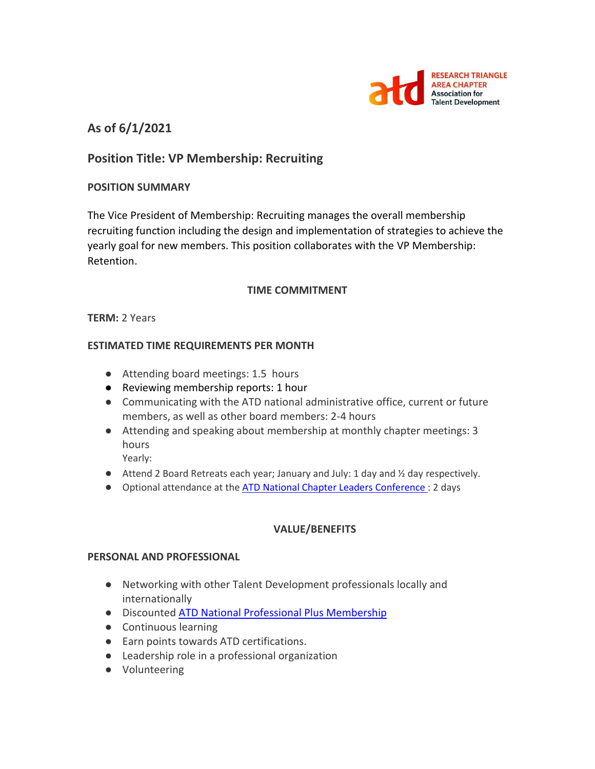RESEARCH TRIANGLE AREA CHAPTER
Association for Talent Development

## As of 6/1/2021

## Position Title: VP Membership: Recruiting

**POSITION SUMMARY**

The Vice President of Membership: Recruiting manages the overall membership recruiting function including the design and implementation of strategies to achieve the yearly goal for new members. This position collaborates with the VP Membership: Retention.

**TIME COMMITMENT**

**TERM:** 2 Years

**ESTIMATED TIME REQUIREMENTS PER MONTH**

- Attending board meetings: 1.5 hours
- Reviewing membership reports: 1 hour
- Communicating with the ATD national administrative office, current or future members, as well as other board members: 2-4 hours
- Attending and speaking about membership at monthly chapter meetings: 3 hours

  Yearly:
- Attend 2 Board Retreats each year; January and July: 1 day and ½ day respectively.
- Optional attendance at the [ATD National Chapter Leaders Conference](): 2 days

**VALUE/BENEFITS**

**PERSONAL AND PROFESSIONAL**

- Networking with other Talent Development professionals locally and internationally
- Discounted [ATD National Professional Plus Membership]()
- Continuous learning
- Earn points towards ATD certifications.
- Leadership role in a professional organization
- Volunteering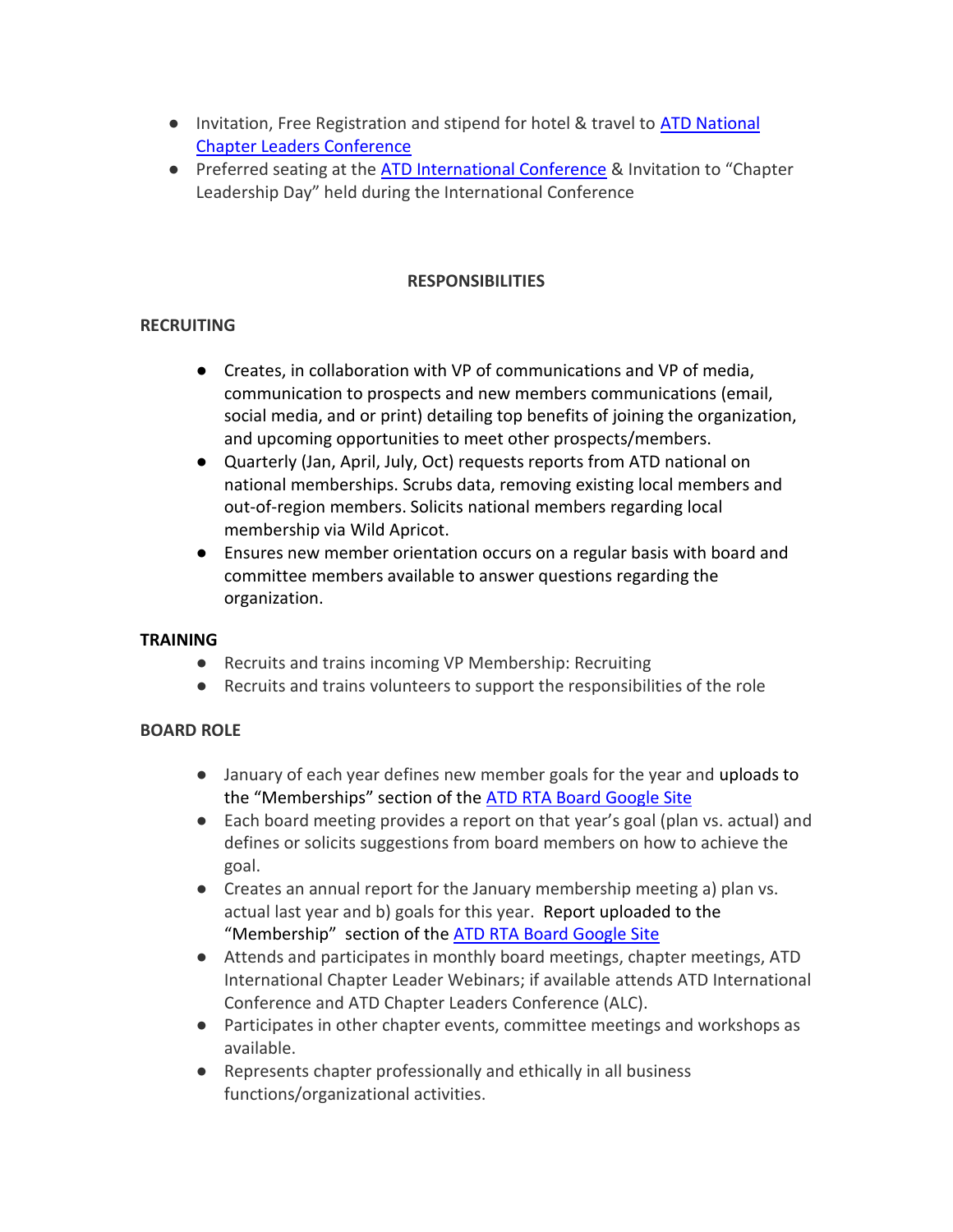- Invitation, Free Registration and stipend for hotel & travel to [ATD National Chapter Leaders Conference]
- Preferred seating at the [ATD International Conference] & Invitation to "Chapter Leadership Day" held during the International Conference

## RESPONSIBILITIES

### RECRUITING

- Creates, in collaboration with VP of communications and VP of media, communication to prospects and new members communications (email, social media, and or print) detailing top benefits of joining the organization, and upcoming opportunities to meet other prospects/members.
- Quarterly (Jan, April, July, Oct) requests reports from ATD national on national memberships. Scrubs data, removing existing local members and out-of-region members. Solicits national members regarding local membership via Wild Apricot.
- Ensures new member orientation occurs on a regular basis with board and committee members available to answer questions regarding the organization.

### TRAINING

- Recruits and trains incoming VP Membership: Recruiting
- Recruits and trains volunteers to support the responsibilities of the role

### BOARD ROLE

- January of each year defines new member goals for the year and uploads to the "Memberships" section of the [ATD RTA Board Google Site]
- Each board meeting provides a report on that year's goal (plan vs. actual) and defines or solicits suggestions from board members on how to achieve the goal.
- Creates an annual report for the January membership meeting a) plan vs. actual last year and b) goals for this year. Report uploaded to the "Membership" section of the [ATD RTA Board Google Site]
- Attends and participates in monthly board meetings, chapter meetings, ATD International Chapter Leader Webinars; if available attends ATD International Conference and ATD Chapter Leaders Conference (ALC).
- Participates in other chapter events, committee meetings and workshops as available.
- Represents chapter professionally and ethically in all business functions/organizational activities.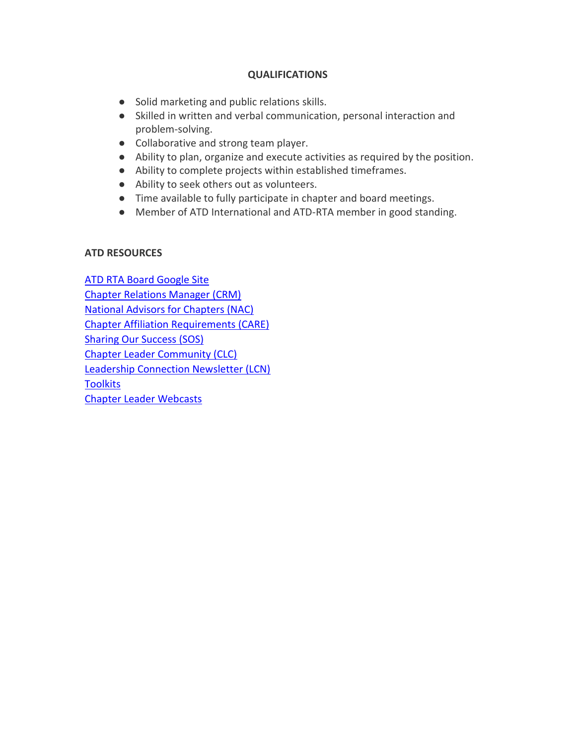## QUALIFICATIONS

- Solid marketing and public relations skills.
- Skilled in written and verbal communication, personal interaction and problem-solving.
- Collaborative and strong team player.
- Ability to plan, organize and execute activities as required by the position.
- Ability to complete projects within established timeframes.
- Ability to seek others out as volunteers.
- Time available to fully participate in chapter and board meetings.
- Member of ATD International and ATD-RTA member in good standing.

**ATD RESOURCES**

ATD RTA Board Google Site
Chapter Relations Manager (CRM)
National Advisors for Chapters (NAC)
Chapter Affiliation Requirements (CARE)
Sharing Our Success (SOS)
Chapter Leader Community (CLC)
Leadership Connection Newsletter (LCN)
Toolkits
Chapter Leader Webcasts